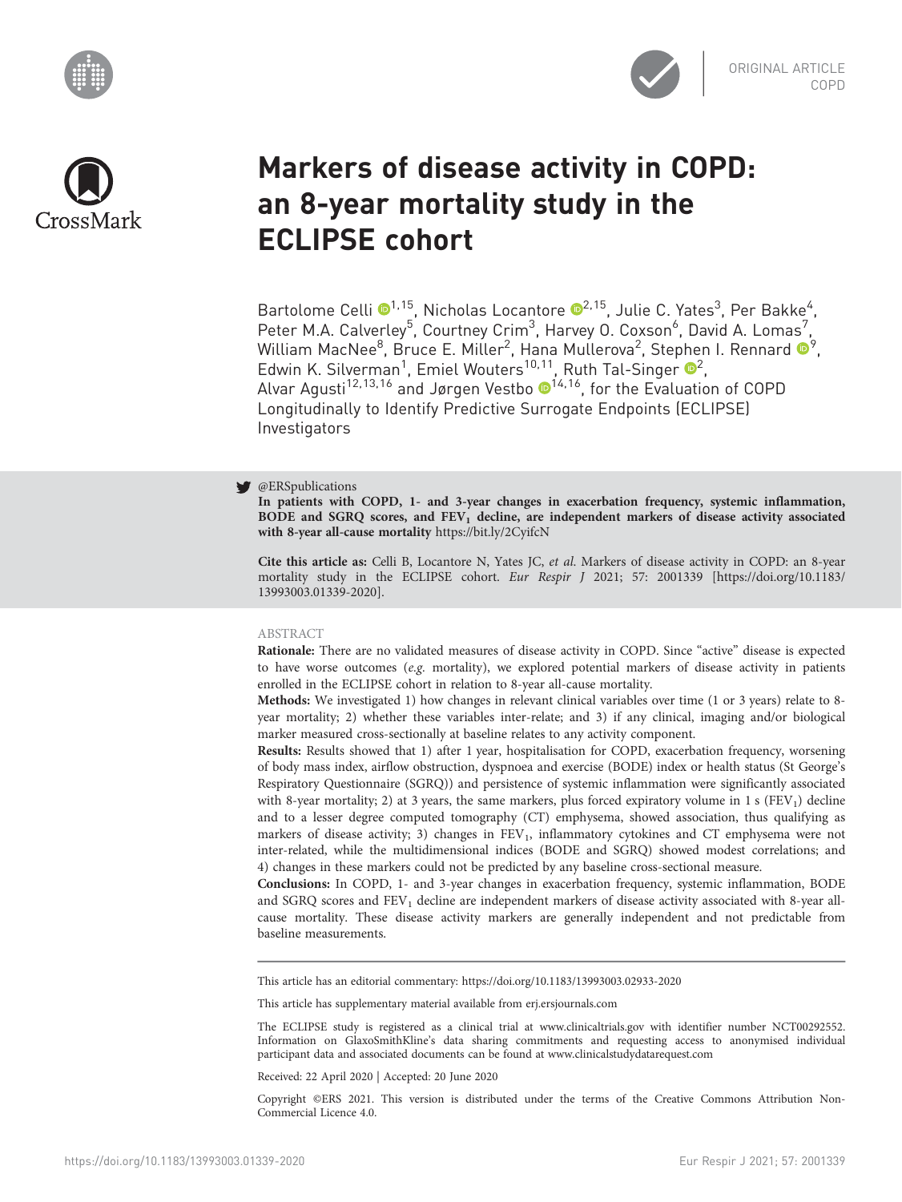ORIGINAL ARTICLE
COPD

# Markers of disease activity in COPD: an 8-year mortality study in the ECLIPSE cohort

Bartolome Celli[1,15], Nicholas Locantore[2,15], Julie C. Yates[3], Per Bakke[4], Peter M.A. Calverley[5], Courtney Crim[3], Harvey O. Coxson[6], David A. Lomas[7], William MacNee[8], Bruce E. Miller[2], Hana Mullerova[2], Stephen I. Rennard[9], Edwin K. Silverman[1], Emiel Wouters[10,11], Ruth Tal-Singer[2], Alvar Agusti[12,13,16] and Jørgen Vestbo[14,16], for the Evaluation of COPD Longitudinally to Identify Predictive Surrogate Endpoints (ECLIPSE) Investigators

@ERSpublications
**In patients with COPD, 1- and 3-year changes in exacerbation frequency, systemic inflammation, BODE and SGRQ scores, and $FEV_1$ decline, are independent markers of disease activity associated with 8-year all-cause mortality** https://bit.ly/2CyifcN

**Cite this article as:** Celli B, Locantore N, Yates JC, *et al.* Markers of disease activity in COPD: an 8-year mortality study in the ECLIPSE cohort. *Eur Respir J* 2021; 57: 2001339 [https://doi.org/10.1183/13993003.01339-2020].

## ABSTRACT

**Rationale:** There are no validated measures of disease activity in COPD. Since "active" disease is expected to have worse outcomes (*e.g.* mortality), we explored potential markers of disease activity in patients enrolled in the ECLIPSE cohort in relation to 8-year all-cause mortality.

**Methods:** We investigated 1) how changes in relevant clinical variables over time (1 or 3 years) relate to 8-year mortality; 2) whether these variables inter-relate; and 3) if any clinical, imaging and/or biological marker measured cross-sectionally at baseline relates to any activity component.

**Results:** Results showed that 1) after 1 year, hospitalisation for COPD, exacerbation frequency, worsening of body mass index, airflow obstruction, dyspnoea and exercise (BODE) index or health status (St George's Respiratory Questionnaire (SGRQ)) and persistence of systemic inflammation were significantly associated with 8-year mortality; 2) at 3 years, the same markers, plus forced expiratory volume in 1 s ($FEV_1$) decline and to a lesser degree computed tomography (CT) emphysema, showed association, thus qualifying as markers of disease activity; 3) changes in $FEV_1$, inflammatory cytokines and CT emphysema were not inter-related, while the multidimensional indices (BODE and SGRQ) showed modest correlations; and 4) changes in these markers could not be predicted by any baseline cross-sectional measure.

**Conclusions:** In COPD, 1- and 3-year changes in exacerbation frequency, systemic inflammation, BODE and SGRQ scores and $FEV_1$ decline are independent markers of disease activity associated with 8-year all-cause mortality. These disease activity markers are generally independent and not predictable from baseline measurements.

This article has an editorial commentary: https://doi.org/10.1183/13993003.02933-2020

This article has supplementary material available from erj.ersjournals.com

The ECLIPSE study is registered as a clinical trial at www.clinicaltrials.gov with identifier number NCT00292552. Information on GlaxoSmithKline's data sharing commitments and requesting access to anonymised individual participant data and associated documents can be found at www.clinicalstudydatarequest.com

Received: 22 April 2020 | Accepted: 20 June 2020

Copyright ©ERS 2021. This version is distributed under the terms of the Creative Commons Attribution Non-Commercial Licence 4.0.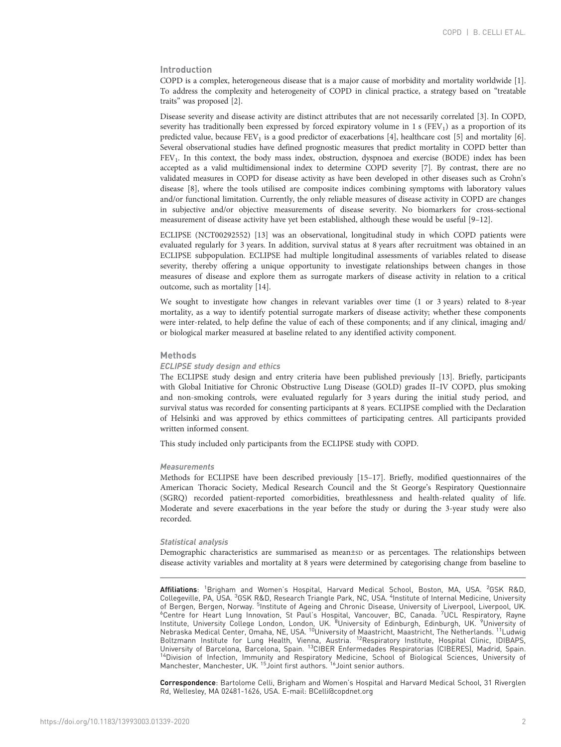## Introduction

COPD is a complex, heterogeneous disease that is a major cause of morbidity and mortality worldwide [1]. To address the complexity and heterogeneity of COPD in clinical practice, a strategy based on "treatable traits" was proposed [2].

Disease severity and disease activity are distinct attributes that are not necessarily correlated [3]. In COPD, severity has traditionally been expressed by forced expiratory volume in 1 s ($FEV_1$) as a proportion of its predicted value, because $FEV_1$ is a good predictor of exacerbations [4], healthcare cost [5] and mortality [6]. Several observational studies have defined prognostic measures that predict mortality in COPD better than $FEV_1$. In this context, the body mass index, obstruction, dyspnoea and exercise (BODE) index has been accepted as a valid multidimensional index to determine COPD severity [7]. By contrast, there are no validated measures in COPD for disease activity as have been developed in other diseases such as Crohn's disease [8], where the tools utilised are composite indices combining symptoms with laboratory values and/or functional limitation. Currently, the only reliable measures of disease activity in COPD are changes in subjective and/or objective measurements of disease severity. No biomarkers for cross-sectional measurement of disease activity have yet been established, although these would be useful [9–12].

ECLIPSE (NCT00292552) [13] was an observational, longitudinal study in which COPD patients were evaluated regularly for 3 years. In addition, survival status at 8 years after recruitment was obtained in an ECLIPSE subpopulation. ECLIPSE had multiple longitudinal assessments of variables related to disease severity, thereby offering a unique opportunity to investigate relationships between changes in those measures of disease and explore them as surrogate markers of disease activity in relation to a critical outcome, such as mortality [14].

We sought to investigate how changes in relevant variables over time (1 or 3 years) related to 8-year mortality, as a way to identify potential surrogate markers of disease activity; whether these components were inter-related, to help define the value of each of these components; and if any clinical, imaging and/or biological marker measured at baseline related to any identified activity component.

## Methods

### *ECLIPSE study design and ethics*

The ECLIPSE study design and entry criteria have been published previously [13]. Briefly, participants with Global Initiative for Chronic Obstructive Lung Disease (GOLD) grades II–IV COPD, plus smoking and non-smoking controls, were evaluated regularly for 3 years during the initial study period, and survival status was recorded for consenting participants at 8 years. ECLIPSE complied with the Declaration of Helsinki and was approved by ethics committees of participating centres. All participants provided written informed consent.

This study included only participants from the ECLIPSE study with COPD.

### *Measurements*

Methods for ECLIPSE have been described previously [15–17]. Briefly, modified questionnaires of the American Thoracic Society, Medical Research Council and the St George's Respiratory Questionnaire (SGRQ) recorded patient-reported comorbidities, breathlessness and health-related quality of life. Moderate and severe exacerbations in the year before the study or during the 3-year study were also recorded.

### *Statistical analysis*

Demographic characteristics are summarised as mean±SD or as percentages. The relationships between disease activity variables and mortality at 8 years were determined by categorising change from baseline to

**Affiliations**: [1]Brigham and Women's Hospital, Harvard Medical School, Boston, MA, USA. [2]GSK R&D, Collegeville, PA, USA. [3]GSK R&D, Research Triangle Park, NC, USA. [4]Institute of Internal Medicine, University of Bergen, Bergen, Norway. [5]Institute of Ageing and Chronic Disease, University of Liverpool, Liverpool, UK. [6]Centre for Heart Lung Innovation, St Paul's Hospital, Vancouver, BC, Canada. [7]UCL Respiratory, Rayne Institute, University College London, London, UK. [8]University of Edinburgh, Edinburgh, UK. [9]University of Nebraska Medical Center, Omaha, NE, USA. [10]University of Maastricht, Maastricht, The Netherlands. [11]Ludwig Boltzmann Institute for Lung Health, Vienna, Austria. [12]Respiratory Institute, Hospital Clinic, IDIBAPS, University of Barcelona, Barcelona, Spain. [13]CIBER Enfermedades Respiratorias (CIBERES), Madrid, Spain. [14]Division of Infection, Immunity and Respiratory Medicine, School of Biological Sciences, University of Manchester, Manchester, UK. [15]Joint first authors. [16]Joint senior authors.

**Correspondence**: Bartolome Celli, Brigham and Women's Hospital and Harvard Medical School, 31 Riverglen Rd, Wellesley, MA 02481-1626, USA. E-mail: BCelli@copdnet.org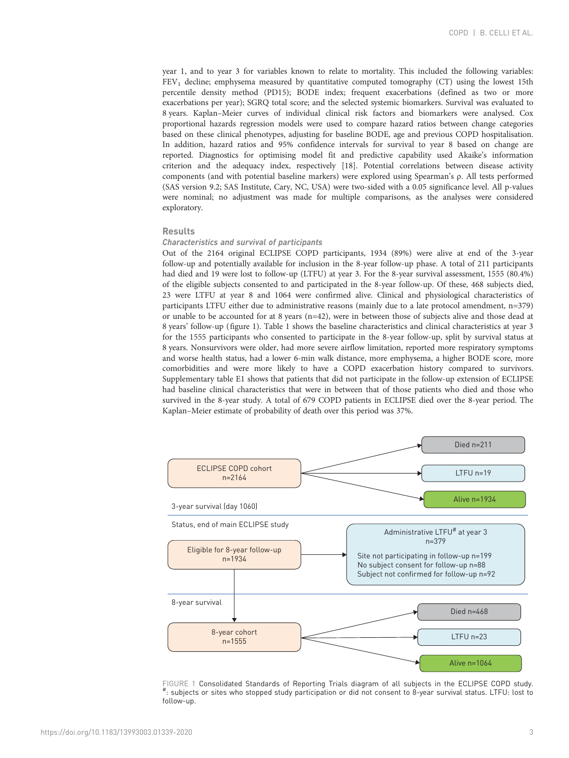year 1, and to year 3 for variables known to relate to mortality. This included the following variables: $FEV_1$ decline; emphysema measured by quantitative computed tomography (CT) using the lowest 15th percentile density method (PD15); BODE index; frequent exacerbations (defined as two or more exacerbations per year); SGRQ total score; and the selected systemic biomarkers. Survival was evaluated to 8 years. Kaplan–Meier curves of individual clinical risk factors and biomarkers were analysed. Cox proportional hazards regression models were used to compare hazard ratios between change categories based on these clinical phenotypes, adjusting for baseline BODE, age and previous COPD hospitalisation. In addition, hazard ratios and 95% confidence intervals for survival to year 8 based on change are reported. Diagnostics for optimising model fit and predictive capability used Akaike's information criterion and the adequacy index, respectively [18]. Potential correlations between disease activity components (and with potential baseline markers) were explored using Spearman's ρ. All tests performed (SAS version 9.2; SAS Institute, Cary, NC, USA) were two-sided with a 0.05 significance level. All p-values were nominal; no adjustment was made for multiple comparisons, as the analyses were considered exploratory.

## Results

### *Characteristics and survival of participants*

Out of the 2164 original ECLIPSE COPD participants, 1934 (89%) were alive at end of the 3-year follow-up and potentially available for inclusion in the 8-year follow-up phase. A total of 211 participants had died and 19 were lost to follow-up (LTFU) at year 3. For the 8-year survival assessment, 1555 (80.4%) of the eligible subjects consented to and participated in the 8-year follow-up. Of these, 468 subjects died, 23 were LTFU at year 8 and 1064 were confirmed alive. Clinical and physiological characteristics of participants LTFU either due to administrative reasons (mainly due to a late protocol amendment, n=379) or unable to be accounted for at 8 years (n=42), were in between those of subjects alive and those dead at 8 years' follow-up (figure 1). Table 1 shows the baseline characteristics and clinical characteristics at year 3 for the 1555 participants who consented to participate in the 8-year follow-up, split by survival status at 8 years. Nonsurvivors were older, had more severe airflow limitation, reported more respiratory symptoms and worse health status, had a lower 6-min walk distance, more emphysema, a higher BODE score, more comorbidities and were more likely to have a COPD exacerbation history compared to survivors. Supplementary table E1 shows that patients that did not participate in the follow-up extension of ECLIPSE had baseline clinical characteristics that were in between that of those patients who died and those who survived in the 8-year study. A total of 679 COPD patients in ECLIPSE died over the 8-year period. The Kaplan–Meier estimate of probability of death over this period was 37%.

ECLIPSE COPD cohort n=2164 → Died n=211; LTFU n=19; Alive n=1934

3-year survival (day 1060)

Status, end of main ECLIPSE study

Eligible for 8-year follow-up n=1934 → Administrative LTFU[#] at year 3 n=379 (Site not participating in follow-up n=199; No subject consent for follow-up n=88; Subject not confirmed for follow-up n=92)

8-year survival

8-year cohort n=1555 → Died n=468; LTFU n=23; Alive n=1064

FIGURE 1 Consolidated Standards of Reporting Trials diagram of all subjects in the ECLIPSE COPD study. #: subjects or sites who stopped study participation or did not consent to 8-year survival status. LTFU: lost to follow-up.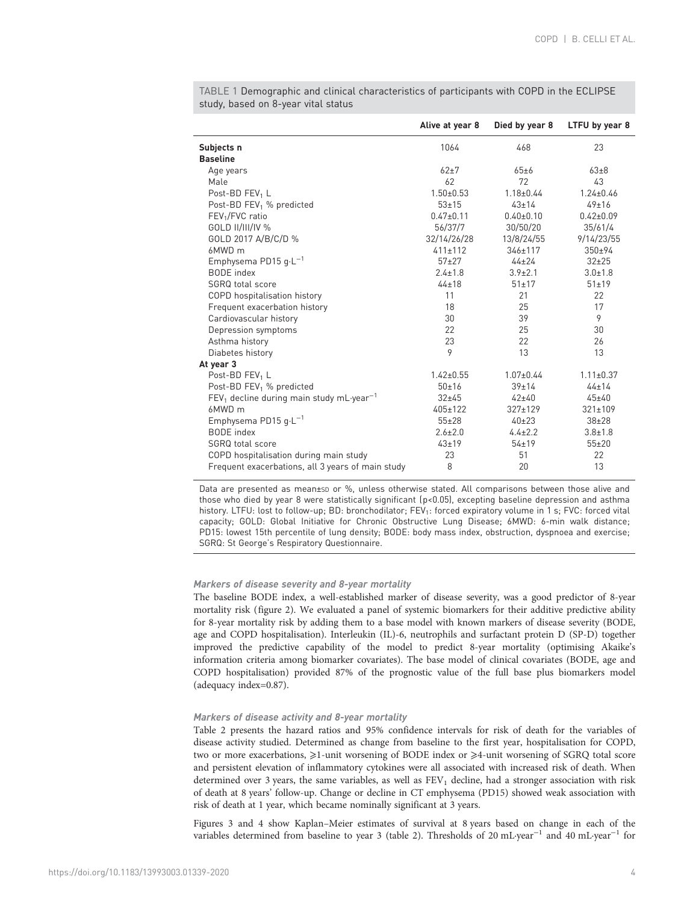TABLE 1 Demographic and clinical characteristics of participants with COPD in the ECLIPSE study, based on 8-year vital status

| | Alive at year 8 | Died by year 8 | LTFU by year 8 |
|---|---|---|---|
| **Subjects n** | 1064 | 468 | 23 |
| **Baseline** | | | |
| Age years | 62±7 | 65±6 | 63±8 |
| Male | 62 | 72 | 43 |
| Post-BD $FEV_1$ L | 1.50±0.53 | 1.18±0.44 | 1.24±0.46 |
| Post-BD $FEV_1$ % predicted | 53±15 | 43±14 | 49±16 |
| $FEV_1$/FVC ratio | 0.47±0.11 | 0.40±0.10 | 0.42±0.09 |
| GOLD II/III/IV % | 56/37/7 | 30/50/20 | 35/61/4 |
| GOLD 2017 A/B/C/D % | 32/14/26/28 | 13/8/24/55 | 9/14/23/55 |
| 6MWD m | 411±112 | 346±117 | 350±94 |
| Emphysema PD15 $g \cdot L^{-1}$ | 57±27 | 44±24 | 32±25 |
| BODE index | 2.4±1.8 | 3.9±2.1 | 3.0±1.8 |
| SGRQ total score | 44±18 | 51±17 | 51±19 |
| COPD hospitalisation history | 11 | 21 | 22 |
| Frequent exacerbation history | 18 | 25 | 17 |
| Cardiovascular history | 30 | 39 | 9 |
| Depression symptoms | 22 | 25 | 30 |
| Asthma history | 23 | 22 | 26 |
| Diabetes history | 9 | 13 | 13 |
| **At year 3** | | | |
| Post-BD $FEV_1$ L | 1.42±0.55 | 1.07±0.44 | 1.11±0.37 |
| Post-BD $FEV_1$ % predicted | 50±16 | 39±14 | 44±14 |
| $FEV_1$ decline during main study $mL \cdot year^{-1}$ | 32±45 | 42±40 | 45±40 |
| 6MWD m | 405±122 | 327±129 | 321±109 |
| Emphysema PD15 $g \cdot L^{-1}$ | 55±28 | 40±23 | 38±28 |
| BODE index | 2.6±2.0 | 4.4±2.2 | 3.8±1.8 |
| SGRQ total score | 43±19 | 54±19 | 55±20 |
| COPD hospitalisation during main study | 23 | 51 | 22 |
| Frequent exacerbations, all 3 years of main study | 8 | 20 | 13 |

Data are presented as mean±SD or %, unless otherwise stated. All comparisons between those alive and those who died by year 8 were statistically significant ($p<0.05$), excepting baseline depression and asthma history. LTFU: lost to follow-up; BD: bronchodilator; $FEV_1$: forced expiratory volume in 1 s; FVC: forced vital capacity; GOLD: Global Initiative for Chronic Obstructive Lung Disease; 6MWD: 6-min walk distance; PD15: lowest 15th percentile of lung density; BODE: body mass index, obstruction, dyspnoea and exercise; SGRQ: St George's Respiratory Questionnaire.

### *Markers of disease severity and 8-year mortality*

The baseline BODE index, a well-established marker of disease severity, was a good predictor of 8-year mortality risk (figure 2). We evaluated a panel of systemic biomarkers for their additive predictive ability for 8-year mortality risk by adding them to a base model with known markers of disease severity (BODE, age and COPD hospitalisation). Interleukin (IL)-6, neutrophils and surfactant protein D (SP-D) together improved the predictive capability of the model to predict 8-year mortality (optimising Akaike's information criteria among biomarker covariates). The base model of clinical covariates (BODE, age and COPD hospitalisation) provided 87% of the prognostic value of the full base plus biomarkers model (adequacy index=0.87).

### *Markers of disease activity and 8-year mortality*

Table 2 presents the hazard ratios and 95% confidence intervals for risk of death for the variables of disease activity studied. Determined as change from baseline to the first year, hospitalisation for COPD, two or more exacerbations, ⩾1-unit worsening of BODE index or ⩾4-unit worsening of SGRQ total score and persistent elevation of inflammatory cytokines were all associated with increased risk of death. When determined over 3 years, the same variables, as well as $FEV_1$ decline, had a stronger association with risk of death at 8 years' follow-up. Change or decline in CT emphysema (PD15) showed weak association with risk of death at 1 year, which became nominally significant at 3 years.

Figures 3 and 4 show Kaplan–Meier estimates of survival at 8 years based on change in each of the variables determined from baseline to year 3 (table 2). Thresholds of 20 $mL \cdot year^{-1}$ and 40 $mL \cdot year^{-1}$ for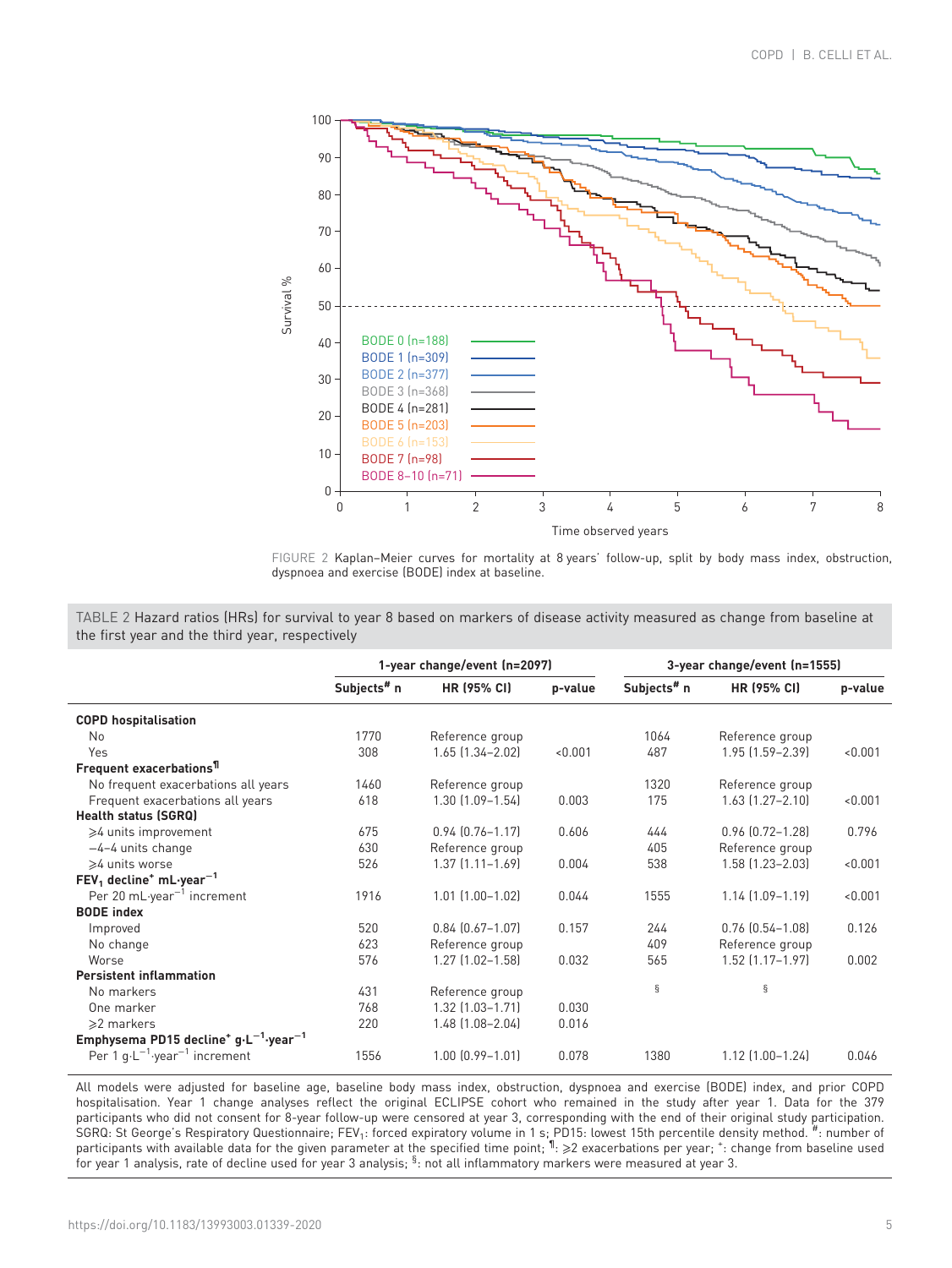FIGURE 2 Kaplan–Meier curves for mortality at 8 years' follow-up, split by body mass index, obstruction, dyspnoea and exercise (BODE) index at baseline.

TABLE 2 Hazard ratios (HRs) for survival to year 8 based on markers of disease activity measured as change from baseline at the first year and the third year, respectively

| | 1-year change/event (n=2097) | | | 3-year change/event (n=1555) | | |
|---|---|---|---|---|---|---|
| | Subjects[#] n | HR (95% CI) | p-value | Subjects[#] n | HR (95% CI) | p-value |
| **COPD hospitalisation** | | | | | | |
| No | 1770 | Reference group | | 1064 | Reference group | |
| Yes | 308 | 1.65 (1.34–2.02) | <0.001 | 487 | 1.95 (1.59–2.39) | <0.001 |
| **Frequent exacerbations[¶]** | | | | | | |
| No frequent exacerbations all years | 1460 | Reference group | | 1320 | Reference group | |
| Frequent exacerbations all years | 618 | 1.30 (1.09–1.54) | 0.003 | 175 | 1.63 (1.27–2.10) | <0.001 |
| **Health status (SGRQ)** | | | | | | |
| ⩾4 units improvement | 675 | 0.94 (0.76–1.17) | 0.606 | 444 | 0.96 (0.72–1.28) | 0.796 |
| −4–4 units change | 630 | Reference group | | 405 | Reference group | |
| ⩾4 units worse | 526 | 1.37 (1.11–1.69) | 0.004 | 538 | 1.58 (1.23–2.03) | <0.001 |
| **$FEV_1$ decline[+] $mL \cdot year^{-1}$** | | | | | | |
| Per 20 $mL \cdot year^{-1}$ increment | 1916 | 1.01 (1.00–1.02) | 0.044 | 1555 | 1.14 (1.09–1.19) | <0.001 |
| **BODE index** | | | | | | |
| Improved | 520 | 0.84 (0.67–1.07) | 0.157 | 244 | 0.76 (0.54–1.08) | 0.126 |
| No change | 623 | Reference group | | 409 | Reference group | |
| Worse | 576 | 1.27 (1.02–1.58) | 0.032 | 565 | 1.52 (1.17–1.97) | 0.002 |
| **Persistent inflammation** | | | | | | |
| No markers | 431 | Reference group | | § | § | |
| One marker | 768 | 1.32 (1.03–1.71) | 0.030 | | | |
| ⩾2 markers | 220 | 1.48 (1.08–2.04) | 0.016 | | | |
| **Emphysema PD15 decline[+] $g \cdot L^{-1} \cdot year^{-1}$** | | | | | | |
| Per 1 $g \cdot L^{-1} \cdot year^{-1}$ increment | 1556 | 1.00 (0.99–1.01) | 0.078 | 1380 | 1.12 (1.00–1.24) | 0.046 |

All models were adjusted for baseline age, baseline body mass index, obstruction, dyspnoea and exercise (BODE) index, and prior COPD hospitalisation. Year 1 change analyses reflect the original ECLIPSE cohort who remained in the study after year 1. Data for the 379 participants who did not consent for 8-year follow-up were censored at year 3, corresponding with the end of their original study participation. SGRQ: St George's Respiratory Questionnaire; $FEV_1$: forced expiratory volume in 1 s; PD15: lowest 15th percentile density method. #: number of participants with available data for the given parameter at the specified time point; ¶: ⩾2 exacerbations per year; +: change from baseline used for year 1 analysis, rate of decline used for year 3 analysis; §: not all inflammatory markers were measured at year 3.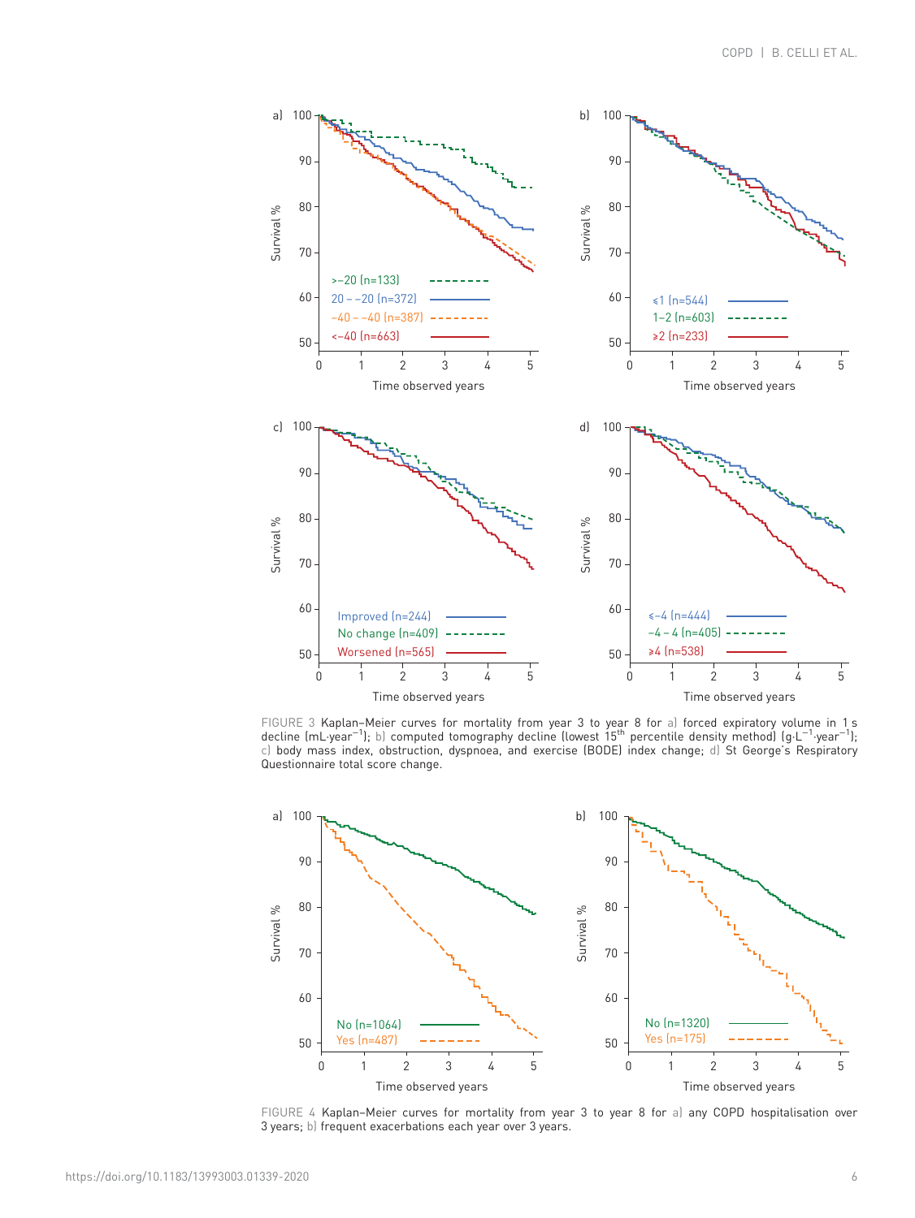FIGURE 3 Kaplan–Meier curves for mortality from year 3 to year 8 for a) forced expiratory volume in 1 s decline (mL·year$^{-1}$); b) computed tomography decline (lowest 15$^{th}$ percentile density method) (g·L$^{-1}$·year$^{-1}$); c) body mass index, obstruction, dyspnoea, and exercise (BODE) index change; d) St George's Respiratory Questionnaire total score change.

FIGURE 4 Kaplan–Meier curves for mortality from year 3 to year 8 for a) any COPD hospitalisation over 3 years; b) frequent exacerbations each year over 3 years.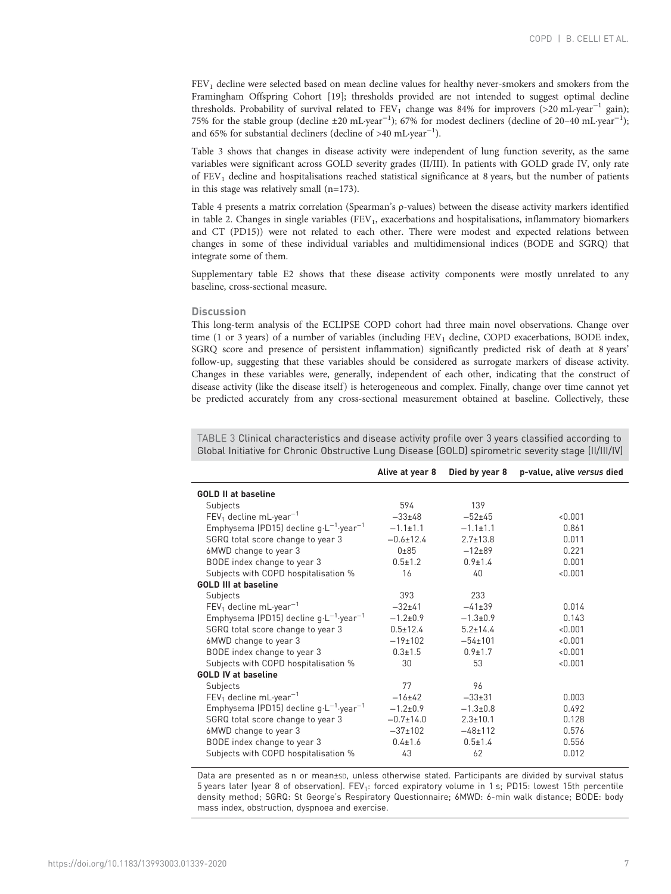$FEV_1$ decline were selected based on mean decline values for healthy never-smokers and smokers from the Framingham Offspring Cohort [19]; thresholds provided are not intended to suggest optimal decline thresholds. Probability of survival related to $FEV_1$ change was 84% for improvers (>20 mL·year$^{-1}$ gain); 75% for the stable group (decline ±20 mL·year$^{-1}$); 67% for modest decliners (decline of 20–40 mL·year$^{-1}$); and 65% for substantial decliners (decline of >40 mL·year$^{-1}$).

Table 3 shows that changes in disease activity were independent of lung function severity, as the same variables were significant across GOLD severity grades (II/III). In patients with GOLD grade IV, only rate of $FEV_1$ decline and hospitalisations reached statistical significance at 8 years, but the number of patients in this stage was relatively small (n=173).

Table 4 presents a matrix correlation (Spearman's ρ-values) between the disease activity markers identified in table 2. Changes in single variables ($FEV_1$, exacerbations and hospitalisations, inflammatory biomarkers and CT (PD15)) were not related to each other. There were modest and expected relations between changes in some of these individual variables and multidimensional indices (BODE and SGRQ) that integrate some of them.

Supplementary table E2 shows that these disease activity components were mostly unrelated to any baseline, cross-sectional measure.

## Discussion

This long-term analysis of the ECLIPSE COPD cohort had three main novel observations. Change over time (1 or 3 years) of a number of variables (including $FEV_1$ decline, COPD exacerbations, BODE index, SGRQ score and presence of persistent inflammation) significantly predicted risk of death at 8 years' follow-up, suggesting that these variables should be considered as surrogate markers of disease activity. Changes in these variables were, generally, independent of each other, indicating that the construct of disease activity (like the disease itself) is heterogeneous and complex. Finally, change over time cannot yet be predicted accurately from any cross-sectional measurement obtained at baseline. Collectively, these

TABLE 3 Clinical characteristics and disease activity profile over 3 years classified according to Global Initiative for Chronic Obstructive Lung Disease (GOLD) spirometric severity stage (II/III/IV)

| | Alive at year 8 | Died by year 8 | p-value, alive *versus* died |
|---|---|---|---|
| **GOLD II at baseline** | | | |
| Subjects | 594 | 139 | |
| $FEV_1$ decline mL·year$^{-1}$ | −33±48 | −52±45 | <0.001 |
| Emphysema (PD15) decline g·L$^{-1}$·year$^{-1}$ | −1.1±1.1 | −1.1±1.1 | 0.861 |
| SGRQ total score change to year 3 | −0.6±12.4 | 2.7±13.8 | 0.011 |
| 6MWD change to year 3 | 0±85 | −12±89 | 0.221 |
| BODE index change to year 3 | 0.5±1.2 | 0.9±1.4 | 0.001 |
| Subjects with COPD hospitalisation % | 16 | 40 | <0.001 |
| **GOLD III at baseline** | | | |
| Subjects | 393 | 233 | |
| $FEV_1$ decline mL·year$^{-1}$ | −32±41 | −41±39 | 0.014 |
| Emphysema (PD15) decline g·L$^{-1}$·year$^{-1}$ | −1.2±0.9 | −1.3±0.9 | 0.143 |
| SGRQ total score change to year 3 | 0.5±12.4 | 5.2±14.4 | <0.001 |
| 6MWD change to year 3 | −19±102 | −54±101 | <0.001 |
| BODE index change to year 3 | 0.3±1.5 | 0.9±1.7 | <0.001 |
| Subjects with COPD hospitalisation % | 30 | 53 | <0.001 |
| **GOLD IV at baseline** | | | |
| Subjects | 77 | 96 | |
| $FEV_1$ decline mL·year$^{-1}$ | −16±42 | −33±31 | 0.003 |
| Emphysema (PD15) decline g·L$^{-1}$·year$^{-1}$ | −1.2±0.9 | −1.3±0.8 | 0.492 |
| SGRQ total score change to year 3 | −0.7±14.0 | 2.3±10.1 | 0.128 |
| 6MWD change to year 3 | −37±102 | −48±112 | 0.576 |
| BODE index change to year 3 | 0.4±1.6 | 0.5±1.4 | 0.556 |
| Subjects with COPD hospitalisation % | 43 | 62 | 0.012 |

Data are presented as n or mean±SD, unless otherwise stated. Participants are divided by survival status 5 years later (year 8 of observation). $FEV_1$: forced expiratory volume in 1 s; PD15: lowest 15th percentile density method; SGRQ: St George's Respiratory Questionnaire; 6MWD: 6-min walk distance; BODE: body mass index, obstruction, dyspnoea and exercise.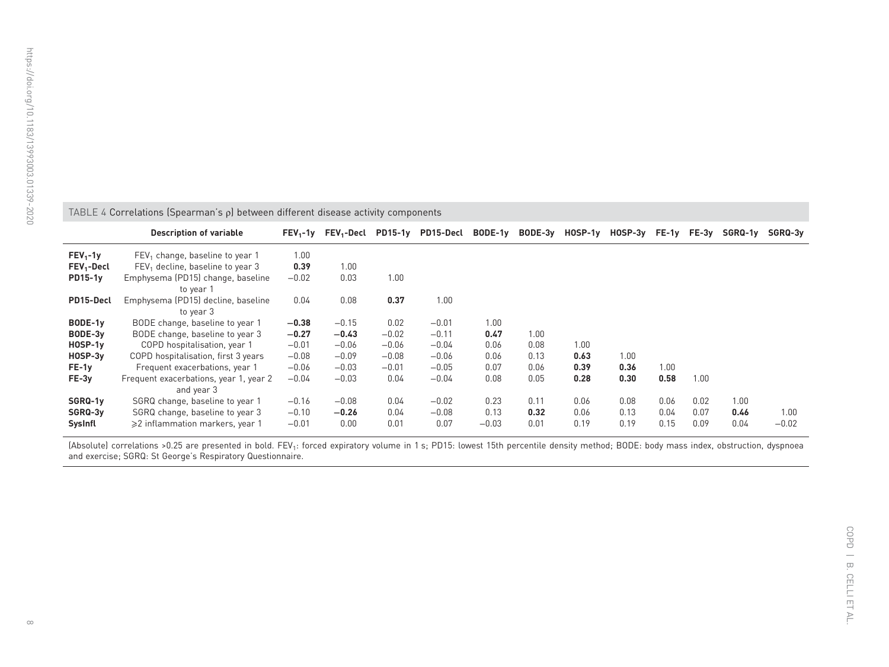TABLE 4 Correlations (Spearman's ρ) between different disease activity components

| | Description of variable | $FEV_1$-1y | $FEV_1$-Decl | PD15-1y | PD15-Decl | BODE-1y | BODE-3y | HOSP-1y | HOSP-3y | FE-1y | FE-3y | SGRQ-1y | SGRQ-3y |
|---|---|---|---|---|---|---|---|---|---|---|---|---|---|
| **$FEV_1$-1y** | $FEV_1$ change, baseline to year 1 | 1.00 | | | | | | | | | | | |
| **$FEV_1$-Decl** | $FEV_1$ decline, baseline to year 3 | **0.39** | 1.00 | | | | | | | | | | |
| **PD15-1y** | Emphysema (PD15) change, baseline to year 1 | −0.02 | 0.03 | 1.00 | | | | | | | | | |
| **PD15-Decl** | Emphysema (PD15) decline, baseline to year 3 | 0.04 | 0.08 | **0.37** | 1.00 | | | | | | | | |
| **BODE-1y** | BODE change, baseline to year 1 | **−0.38** | −0.15 | 0.02 | −0.01 | 1.00 | | | | | | | |
| **BODE-3y** | BODE change, baseline to year 3 | **−0.27** | **−0.43** | −0.02 | −0.11 | **0.47** | 1.00 | | | | | | |
| **HOSP-1y** | COPD hospitalisation, year 1 | −0.01 | −0.06 | −0.06 | −0.04 | 0.06 | 0.08 | 1.00 | | | | | |
| **HOSP-3y** | COPD hospitalisation, first 3 years | −0.08 | −0.09 | −0.08 | −0.06 | 0.06 | 0.13 | **0.63** | 1.00 | | | | |
| **FE-1y** | Frequent exacerbations, year 1 | −0.06 | −0.03 | −0.01 | −0.05 | 0.07 | 0.06 | **0.39** | **0.36** | 1.00 | | | |
| **FE-3y** | Frequent exacerbations, year 1, year 2 and year 3 | −0.04 | −0.03 | 0.04 | −0.04 | 0.08 | 0.05 | **0.28** | **0.30** | **0.58** | 1.00 | | |
| **SGRQ-1y** | SGRQ change, baseline to year 1 | −0.16 | −0.08 | 0.04 | −0.02 | 0.23 | 0.11 | 0.06 | 0.08 | 0.06 | 0.02 | 1.00 | |
| **SGRQ-3y** | SGRQ change, baseline to year 3 | −0.10 | **−0.26** | 0.04 | −0.08 | 0.13 | **0.32** | 0.06 | 0.13 | 0.04 | 0.07 | **0.46** | 1.00 |
| **SysInfl** | ⩾2 inflammation markers, year 1 | −0.01 | 0.00 | 0.01 | 0.07 | −0.03 | 0.01 | 0.19 | 0.19 | 0.15 | 0.09 | 0.04 | −0.02 |

(Absolute) correlations >0.25 are presented in bold. $FEV_1$: forced expiratory volume in 1 s; PD15: lowest 15th percentile density method; BODE: body mass index, obstruction, dyspnoea and exercise; SGRQ: St George's Respiratory Questionnaire.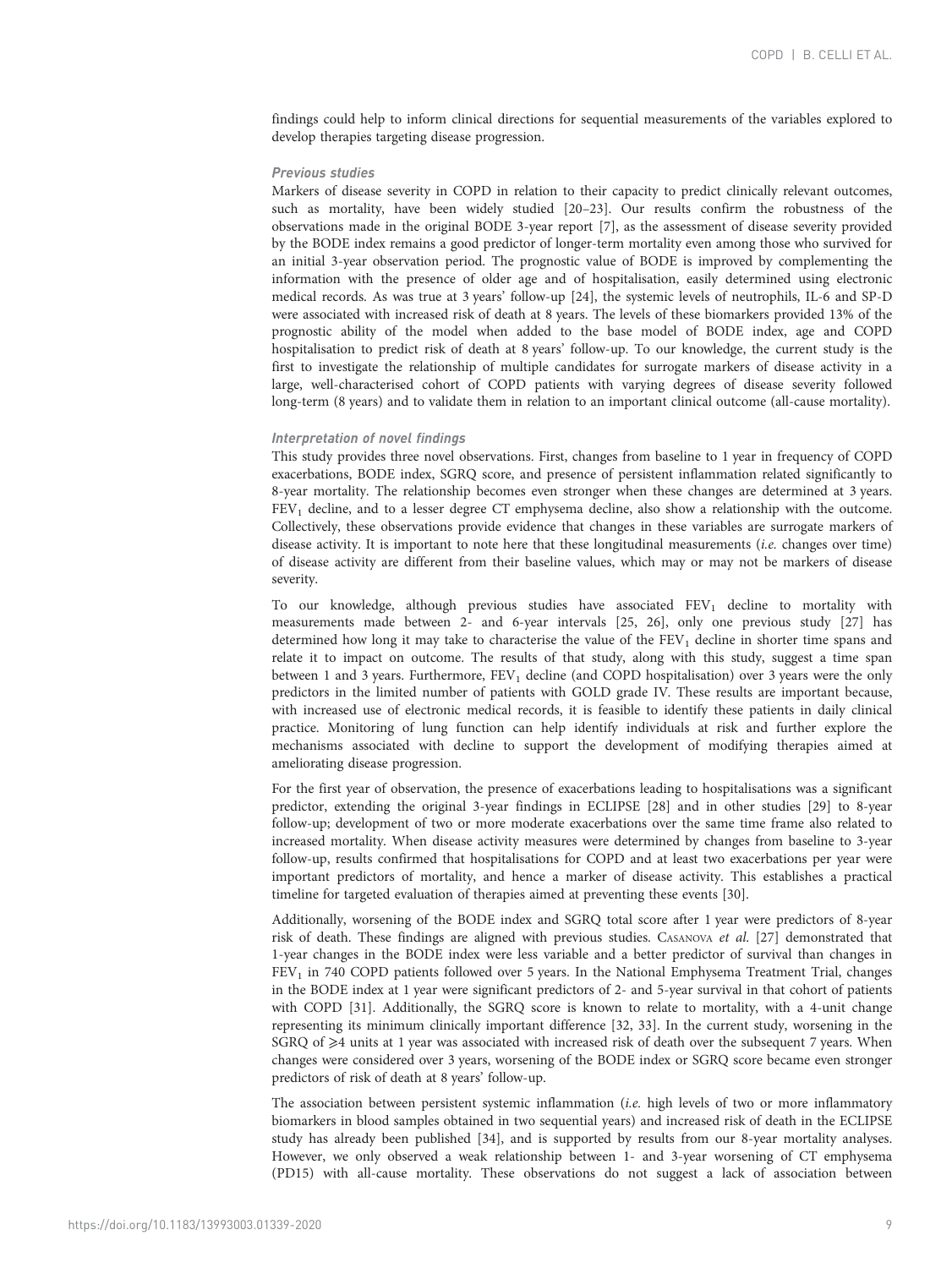findings could help to inform clinical directions for sequential measurements of the variables explored to develop therapies targeting disease progression.

### *Previous studies*

Markers of disease severity in COPD in relation to their capacity to predict clinically relevant outcomes, such as mortality, have been widely studied [20–23]. Our results confirm the robustness of the observations made in the original BODE 3-year report [7], as the assessment of disease severity provided by the BODE index remains a good predictor of longer-term mortality even among those who survived for an initial 3-year observation period. The prognostic value of BODE is improved by complementing the information with the presence of older age and of hospitalisation, easily determined using electronic medical records. As was true at 3 years' follow-up [24], the systemic levels of neutrophils, IL-6 and SP-D were associated with increased risk of death at 8 years. The levels of these biomarkers provided 13% of the prognostic ability of the model when added to the base model of BODE index, age and COPD hospitalisation to predict risk of death at 8 years' follow-up. To our knowledge, the current study is the first to investigate the relationship of multiple candidates for surrogate markers of disease activity in a large, well-characterised cohort of COPD patients with varying degrees of disease severity followed long-term (8 years) and to validate them in relation to an important clinical outcome (all-cause mortality).

### *Interpretation of novel findings*

This study provides three novel observations. First, changes from baseline to 1 year in frequency of COPD exacerbations, BODE index, SGRQ score, and presence of persistent inflammation related significantly to 8-year mortality. The relationship becomes even stronger when these changes are determined at 3 years. $FEV_1$ decline, and to a lesser degree CT emphysema decline, also show a relationship with the outcome. Collectively, these observations provide evidence that changes in these variables are surrogate markers of disease activity. It is important to note here that these longitudinal measurements (*i.e.* changes over time) of disease activity are different from their baseline values, which may or may not be markers of disease severity.

To our knowledge, although previous studies have associated $FEV_1$ decline to mortality with measurements made between 2- and 6-year intervals [25, 26], only one previous study [27] has determined how long it may take to characterise the value of the $FEV_1$ decline in shorter time spans and relate it to impact on outcome. The results of that study, along with this study, suggest a time span between 1 and 3 years. Furthermore, $FEV_1$ decline (and COPD hospitalisation) over 3 years were the only predictors in the limited number of patients with GOLD grade IV. These results are important because, with increased use of electronic medical records, it is feasible to identify these patients in daily clinical practice. Monitoring of lung function can help identify individuals at risk and further explore the mechanisms associated with decline to support the development of modifying therapies aimed at ameliorating disease progression.

For the first year of observation, the presence of exacerbations leading to hospitalisations was a significant predictor, extending the original 3-year findings in ECLIPSE [28] and in other studies [29] to 8-year follow-up; development of two or more moderate exacerbations over the same time frame also related to increased mortality. When disease activity measures were determined by changes from baseline to 3-year follow-up, results confirmed that hospitalisations for COPD and at least two exacerbations per year were important predictors of mortality, and hence a marker of disease activity. This establishes a practical timeline for targeted evaluation of therapies aimed at preventing these events [30].

Additionally, worsening of the BODE index and SGRQ total score after 1 year were predictors of 8-year risk of death. These findings are aligned with previous studies. Casanova *et al.* [27] demonstrated that 1-year changes in the BODE index were less variable and a better predictor of survival than changes in $FEV_1$ in 740 COPD patients followed over 5 years. In the National Emphysema Treatment Trial, changes in the BODE index at 1 year were significant predictors of 2- and 5-year survival in that cohort of patients with COPD [31]. Additionally, the SGRQ score is known to relate to mortality, with a 4-unit change representing its minimum clinically important difference [32, 33]. In the current study, worsening in the SGRQ of ⩾4 units at 1 year was associated with increased risk of death over the subsequent 7 years. When changes were considered over 3 years, worsening of the BODE index or SGRQ score became even stronger predictors of risk of death at 8 years' follow-up.

The association between persistent systemic inflammation (*i.e.* high levels of two or more inflammatory biomarkers in blood samples obtained in two sequential years) and increased risk of death in the ECLIPSE study has already been published [34], and is supported by results from our 8-year mortality analyses. However, we only observed a weak relationship between 1- and 3-year worsening of CT emphysema (PD15) with all-cause mortality. These observations do not suggest a lack of association between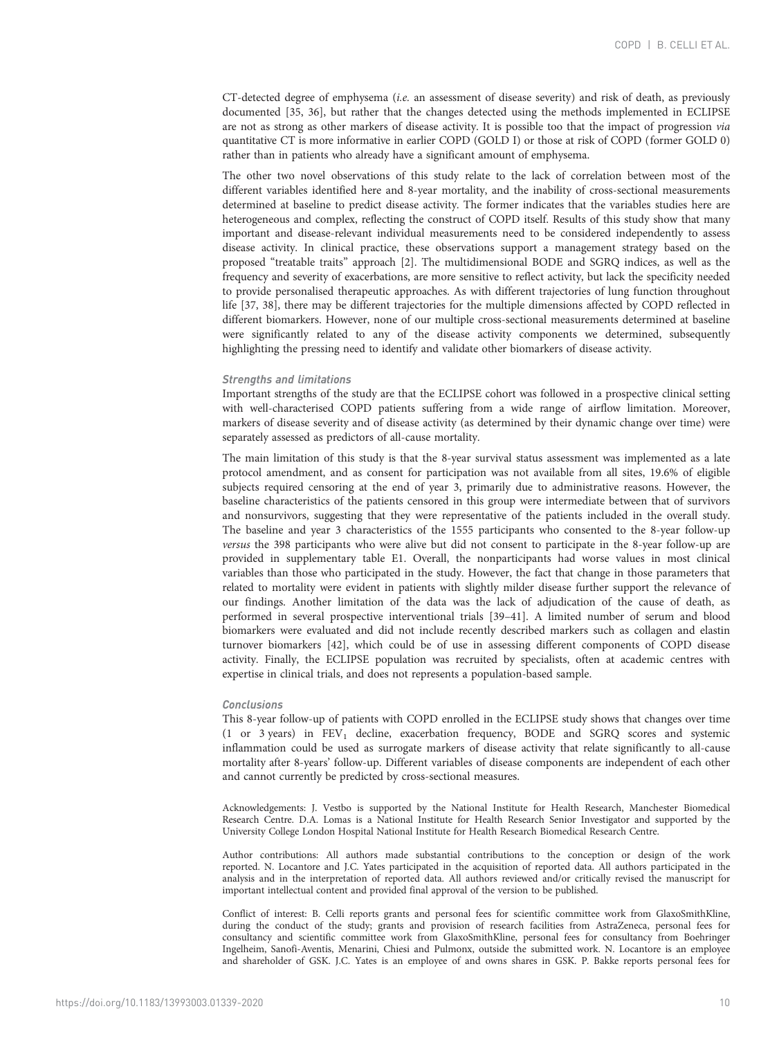CT-detected degree of emphysema (*i.e.* an assessment of disease severity) and risk of death, as previously documented [35, 36], but rather that the changes detected using the methods implemented in ECLIPSE are not as strong as other markers of disease activity. It is possible too that the impact of progression *via* quantitative CT is more informative in earlier COPD (GOLD I) or those at risk of COPD (former GOLD 0) rather than in patients who already have a significant amount of emphysema.

The other two novel observations of this study relate to the lack of correlation between most of the different variables identified here and 8-year mortality, and the inability of cross-sectional measurements determined at baseline to predict disease activity. The former indicates that the variables studies here are heterogeneous and complex, reflecting the construct of COPD itself. Results of this study show that many important and disease-relevant individual measurements need to be considered independently to assess disease activity. In clinical practice, these observations support a management strategy based on the proposed "treatable traits" approach [2]. The multidimensional BODE and SGRQ indices, as well as the frequency and severity of exacerbations, are more sensitive to reflect activity, but lack the specificity needed to provide personalised therapeutic approaches. As with different trajectories of lung function throughout life [37, 38], there may be different trajectories for the multiple dimensions affected by COPD reflected in different biomarkers. However, none of our multiple cross-sectional measurements determined at baseline were significantly related to any of the disease activity components we determined, subsequently highlighting the pressing need to identify and validate other biomarkers of disease activity.

### Strengths and limitations

Important strengths of the study are that the ECLIPSE cohort was followed in a prospective clinical setting with well-characterised COPD patients suffering from a wide range of airflow limitation. Moreover, markers of disease severity and of disease activity (as determined by their dynamic change over time) were separately assessed as predictors of all-cause mortality.

The main limitation of this study is that the 8-year survival status assessment was implemented as a late protocol amendment, and as consent for participation was not available from all sites, 19.6% of eligible subjects required censoring at the end of year 3, primarily due to administrative reasons. However, the baseline characteristics of the patients censored in this group were intermediate between that of survivors and nonsurvivors, suggesting that they were representative of the patients included in the overall study. The baseline and year 3 characteristics of the 1555 participants who consented to the 8-year follow-up *versus* the 398 participants who were alive but did not consent to participate in the 8-year follow-up are provided in supplementary table E1. Overall, the nonparticipants had worse values in most clinical variables than those who participated in the study. However, the fact that change in those parameters that related to mortality were evident in patients with slightly milder disease further support the relevance of our findings. Another limitation of the data was the lack of adjudication of the cause of death, as performed in several prospective interventional trials [39–41]. A limited number of serum and blood biomarkers were evaluated and did not include recently described markers such as collagen and elastin turnover biomarkers [42], which could be of use in assessing different components of COPD disease activity. Finally, the ECLIPSE population was recruited by specialists, often at academic centres with expertise in clinical trials, and does not represents a population-based sample.

### Conclusions

This 8-year follow-up of patients with COPD enrolled in the ECLIPSE study shows that changes over time (1 or 3 years) in $FEV_1$ decline, exacerbation frequency, BODE and SGRQ scores and systemic inflammation could be used as surrogate markers of disease activity that relate significantly to all-cause mortality after 8-years' follow-up. Different variables of disease components are independent of each other and cannot currently be predicted by cross-sectional measures.

Acknowledgements: J. Vestbo is supported by the National Institute for Health Research, Manchester Biomedical Research Centre. D.A. Lomas is a National Institute for Health Research Senior Investigator and supported by the University College London Hospital National Institute for Health Research Biomedical Research Centre.

Author contributions: All authors made substantial contributions to the conception or design of the work reported. N. Locantore and J.C. Yates participated in the acquisition of reported data. All authors participated in the analysis and in the interpretation of reported data. All authors reviewed and/or critically revised the manuscript for important intellectual content and provided final approval of the version to be published.

Conflict of interest: B. Celli reports grants and personal fees for scientific committee work from GlaxoSmithKline, during the conduct of the study; grants and provision of research facilities from AstraZeneca, personal fees for consultancy and scientific committee work from GlaxoSmithKline, personal fees for consultancy from Boehringer Ingelheim, Sanofi-Aventis, Menarini, Chiesi and Pulmonx, outside the submitted work. N. Locantore is an employee and shareholder of GSK. J.C. Yates is an employee of and owns shares in GSK. P. Bakke reports personal fees for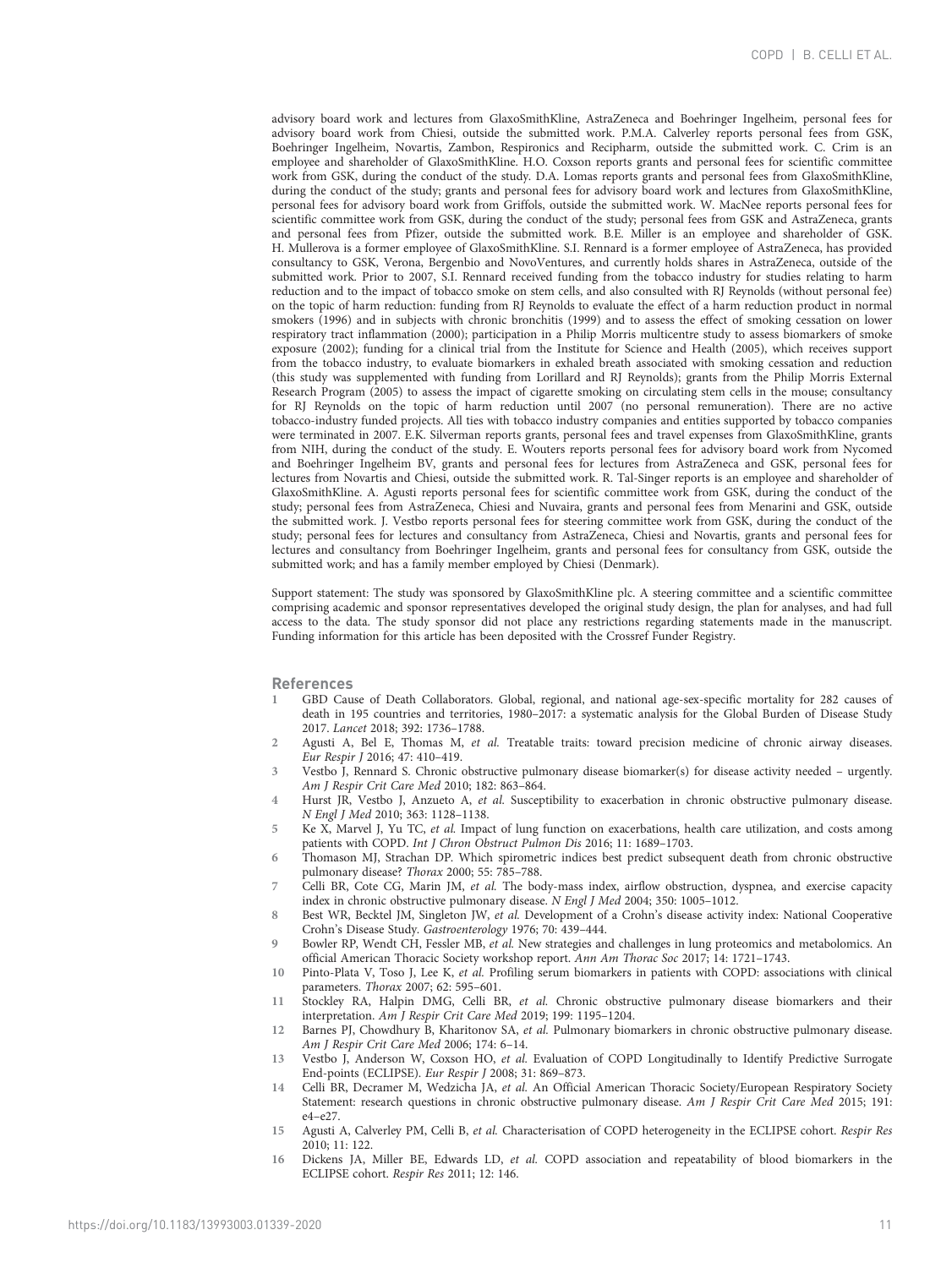advisory board work and lectures from GlaxoSmithKline, AstraZeneca and Boehringer Ingelheim, personal fees for advisory board work from Chiesi, outside the submitted work. P.M.A. Calverley reports personal fees from GSK, Boehringer Ingelheim, Novartis, Zambon, Respironics and Recipharm, outside the submitted work. C. Crim is an employee and shareholder of GlaxoSmithKline. H.O. Coxson reports grants and personal fees for scientific committee work from GSK, during the conduct of the study. D.A. Lomas reports grants and personal fees from GlaxoSmithKline, during the conduct of the study; grants and personal fees for advisory board work and lectures from GlaxoSmithKline, personal fees for advisory board work from Griffols, outside the submitted work. W. MacNee reports personal fees for scientific committee work from GSK, during the conduct of the study; personal fees from GSK and AstraZeneca, grants and personal fees from Pfizer, outside the submitted work. B.E. Miller is an employee and shareholder of GSK. H. Mullerova is a former employee of GlaxoSmithKline. S.I. Rennard is a former employee of AstraZeneca, has provided consultancy to GSK, Verona, Bergenbio and NovoVentures, and currently holds shares in AstraZeneca, outside of the submitted work. Prior to 2007, S.I. Rennard received funding from the tobacco industry for studies relating to harm reduction and to the impact of tobacco smoke on stem cells, and also consulted with RJ Reynolds (without personal fee) on the topic of harm reduction: funding from RJ Reynolds to evaluate the effect of a harm reduction product in normal smokers (1996) and in subjects with chronic bronchitis (1999) and to assess the effect of smoking cessation on lower respiratory tract inflammation (2000); participation in a Philip Morris multicentre study to assess biomarkers of smoke exposure (2002); funding for a clinical trial from the Institute for Science and Health (2005), which receives support from the tobacco industry, to evaluate biomarkers in exhaled breath associated with smoking cessation and reduction (this study was supplemented with funding from Lorillard and RJ Reynolds); grants from the Philip Morris External Research Program (2005) to assess the impact of cigarette smoking on circulating stem cells in the mouse; consultancy for RJ Reynolds on the topic of harm reduction until 2007 (no personal remuneration). There are no active tobacco-industry funded projects. All ties with tobacco industry companies and entities supported by tobacco companies were terminated in 2007. E.K. Silverman reports grants, personal fees and travel expenses from GlaxoSmithKline, grants from NIH, during the conduct of the study. E. Wouters reports personal fees for advisory board work from Nycomed and Boehringer Ingelheim BV, grants and personal fees for lectures from AstraZeneca and GSK, personal fees for lectures from Novartis and Chiesi, outside the submitted work. R. Tal-Singer reports is an employee and shareholder of GlaxoSmithKline. A. Agusti reports personal fees for scientific committee work from GSK, during the conduct of the study; personal fees from AstraZeneca, Chiesi and Nuvaira, grants and personal fees from Menarini and GSK, outside the submitted work. J. Vestbo reports personal fees for steering committee work from GSK, during the conduct of the study; personal fees for lectures and consultancy from AstraZeneca, Chiesi and Novartis, grants and personal fees for lectures and consultancy from Boehringer Ingelheim, grants and personal fees for consultancy from GSK, outside the submitted work; and has a family member employed by Chiesi (Denmark).

Support statement: The study was sponsored by GlaxoSmithKline plc. A steering committee and a scientific committee comprising academic and sponsor representatives developed the original study design, the plan for analyses, and had full access to the data. The study sponsor did not place any restrictions regarding statements made in the manuscript. Funding information for this article has been deposited with the Crossref Funder Registry.

## References

1. GBD Cause of Death Collaborators. Global, regional, and national age-sex-specific mortality for 282 causes of death in 195 countries and territories, 1980–2017: a systematic analysis for the Global Burden of Disease Study 2017. *Lancet* 2018; 392: 1736–1788.
2. Agusti A, Bel E, Thomas M, *et al.* Treatable traits: toward precision medicine of chronic airway diseases. *Eur Respir J* 2016; 47: 410–419.
3. Vestbo J, Rennard S. Chronic obstructive pulmonary disease biomarker(s) for disease activity needed – urgently. *Am J Respir Crit Care Med* 2010; 182: 863–864.
4. Hurst JR, Vestbo J, Anzueto A, *et al.* Susceptibility to exacerbation in chronic obstructive pulmonary disease. *N Engl J Med* 2010; 363: 1128–1138.
5. Ke X, Marvel J, Yu TC, *et al.* Impact of lung function on exacerbations, health care utilization, and costs among patients with COPD. *Int J Chron Obstruct Pulmon Dis* 2016; 11: 1689–1703.
6. Thomason MJ, Strachan DP. Which spirometric indices best predict subsequent death from chronic obstructive pulmonary disease? *Thorax* 2000; 55: 785–788.
7. Celli BR, Cote CG, Marin JM, *et al.* The body-mass index, airflow obstruction, dyspnea, and exercise capacity index in chronic obstructive pulmonary disease. *N Engl J Med* 2004; 350: 1005–1012.
8. Best WR, Becktel JM, Singleton JW, *et al.* Development of a Crohn's disease activity index: National Cooperative Crohn's Disease Study. *Gastroenterology* 1976; 70: 439–444.
9. Bowler RP, Wendt CH, Fessler MB, *et al.* New strategies and challenges in lung proteomics and metabolomics. An official American Thoracic Society workshop report. *Ann Am Thorac Soc* 2017; 14: 1721–1743.
10. Pinto-Plata V, Toso J, Lee K, *et al.* Profiling serum biomarkers in patients with COPD: associations with clinical parameters. *Thorax* 2007; 62: 595–601.
11. Stockley RA, Halpin DMG, Celli BR, *et al.* Chronic obstructive pulmonary disease biomarkers and their interpretation. *Am J Respir Crit Care Med* 2019; 199: 1195–1204.
12. Barnes PJ, Chowdhury B, Kharitonov SA, *et al.* Pulmonary biomarkers in chronic obstructive pulmonary disease. *Am J Respir Crit Care Med* 2006; 174: 6–14.
13. Vestbo J, Anderson W, Coxson HO, *et al.* Evaluation of COPD Longitudinally to Identify Predictive Surrogate End-points (ECLIPSE). *Eur Respir J* 2008; 31: 869–873.
14. Celli BR, Decramer M, Wedzicha JA, *et al.* An Official American Thoracic Society/European Respiratory Society Statement: research questions in chronic obstructive pulmonary disease. *Am J Respir Crit Care Med* 2015; 191: e4–e27.
15. Agusti A, Calverley PM, Celli B, *et al.* Characterisation of COPD heterogeneity in the ECLIPSE cohort. *Respir Res* 2010; 11: 122.
16. Dickens JA, Miller BE, Edwards LD, *et al.* COPD association and repeatability of blood biomarkers in the ECLIPSE cohort. *Respir Res* 2011; 12: 146.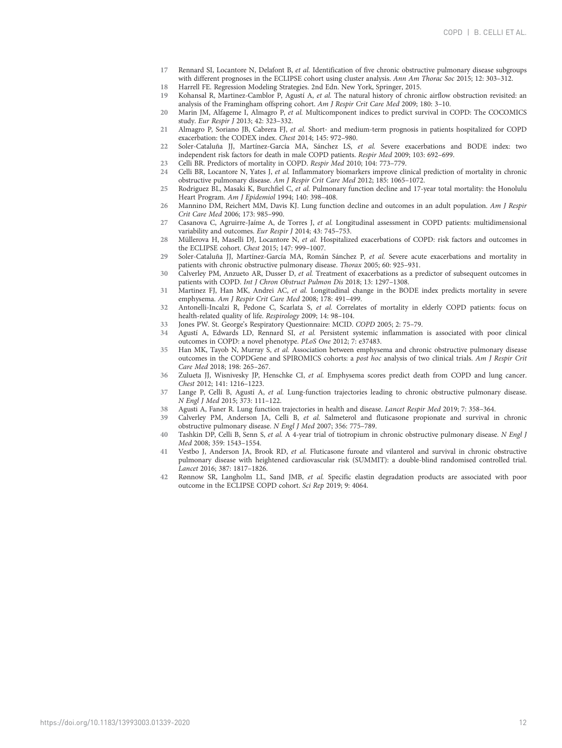17 Rennard SI, Locantore N, Delafont B, *et al.* Identification of five chronic obstructive pulmonary disease subgroups with different prognoses in the ECLIPSE cohort using cluster analysis. *Ann Am Thorac Soc* 2015; 12: 303–312.

18 Harrell FE. Regression Modeling Strategies. 2nd Edn. New York, Springer, 2015.

19 Kohansal R, Martinez-Camblor P, Agustí A, *et al.* The natural history of chronic airflow obstruction revisited: an analysis of the Framingham offspring cohort. *Am J Respir Crit Care Med* 2009; 180: 3–10.

20 Marin JM, Alfageme I, Almagro P, *et al.* Multicomponent indices to predict survival in COPD: The COCOMICS study. *Eur Respir J* 2013; 42: 323–332.

21 Almagro P, Soriano JB, Cabrera FJ, *et al.* Short- and medium-term prognosis in patients hospitalized for COPD exacerbation: the CODEX index. *Chest* 2014; 145: 972–980.

22 Soler-Cataluña JJ, Martínez-García MA, Sánchez LS, *et al.* Severe exacerbations and BODE index: two independent risk factors for death in male COPD patients. *Respir Med* 2009; 103: 692–699.

23 Celli BR. Predictors of mortality in COPD. *Respir Med* 2010; 104: 773–779.

24 Celli BR, Locantore N, Yates J, *et al.* Inflammatory biomarkers improve clinical prediction of mortality in chronic obstructive pulmonary disease. *Am J Respir Crit Care Med* 2012; 185: 1065–1072.

25 Rodriguez BL, Masaki K, Burchfiel C, *et al.* Pulmonary function decline and 17-year total mortality: the Honolulu Heart Program. *Am J Epidemiol* 1994; 140: 398–408.

26 Mannino DM, Reichert MM, Davis KJ. Lung function decline and outcomes in an adult population. *Am J Respir Crit Care Med* 2006; 173: 985–990.

27 Casanova C, Agruirre-Jaíme A, de Torres J, *et al.* Longitudinal assessment in COPD patients: multidimensional variability and outcomes. *Eur Respir J* 2014; 43: 745–753.

28 Müllerova H, Maselli DJ, Locantore N, *et al.* Hospitalized exacerbations of COPD: risk factors and outcomes in the ECLIPSE cohort. *Chest* 2015; 147: 999–1007.

29 Soler-Cataluña JJ, Martínez-García MA, Román Sánchez P, *et al.* Severe acute exacerbations and mortality in patients with chronic obstructive pulmonary disease. *Thorax* 2005; 60: 925–931.

30 Calverley PM, Anzueto AR, Dusser D, *et al.* Treatment of exacerbations as a predictor of subsequent outcomes in patients with COPD. *Int J Chron Obstruct Pulmon Dis* 2018; 13: 1297–1308.

31 Martinez FJ, Han MK, Andrei AC, *et al.* Longitudinal change in the BODE index predicts mortality in severe emphysema. *Am J Respir Crit Care Med* 2008; 178: 491–499.

32 Antonelli-Incalzi R, Pedone C, Scarlata S, *et al.* Correlates of mortality in elderly COPD patients: focus on health-related quality of life. *Respirology* 2009; 14: 98–104.

33 Jones PW. St. George's Respiratory Questionnaire: MCID. *COPD* 2005; 2: 75–79.

34 Agustí A, Edwards LD, Rennard SI, *et al.* Persistent systemic inflammation is associated with poor clinical outcomes in COPD: a novel phenotype. *PLoS One* 2012; 7: e37483.

35 Han MK, Tayob N, Murray S, *et al.* Association between emphysema and chronic obstructive pulmonary disease outcomes in the COPDGene and SPIROMICS cohorts: a *post hoc* analysis of two clinical trials. *Am J Respir Crit Care Med* 2018; 198: 265–267.

36 Zulueta JJ, Wisnivesky JP, Henschke CI, *et al.* Emphysema scores predict death from COPD and lung cancer. *Chest* 2012; 141: 1216–1223.

37 Lange P, Celli B, Agustí A, *et al.* Lung-function trajectories leading to chronic obstructive pulmonary disease. *N Engl J Med* 2015; 373: 111–122.

38 Agusti A, Faner R. Lung function trajectories in health and disease. *Lancet Respir Med* 2019; 7: 358–364.

39 Calverley PM, Anderson JA, Celli B, *et al.* Salmeterol and fluticasone propionate and survival in chronic obstructive pulmonary disease. *N Engl J Med* 2007; 356: 775–789.

40 Tashkin DP, Celli B, Senn S, *et al.* A 4-year trial of tiotropium in chronic obstructive pulmonary disease. *N Engl J Med* 2008; 359: 1543–1554.

41 Vestbo J, Anderson JA, Brook RD, *et al.* Fluticasone furoate and vilanterol and survival in chronic obstructive pulmonary disease with heightened cardiovascular risk (SUMMIT): a double-blind randomised controlled trial. *Lancet* 2016; 387: 1817–1826.

42 Rønnow SR, Langholm LL, Sand JMB, *et al.* Specific elastin degradation products are associated with poor outcome in the ECLIPSE COPD cohort. *Sci Rep* 2019; 9: 4064.